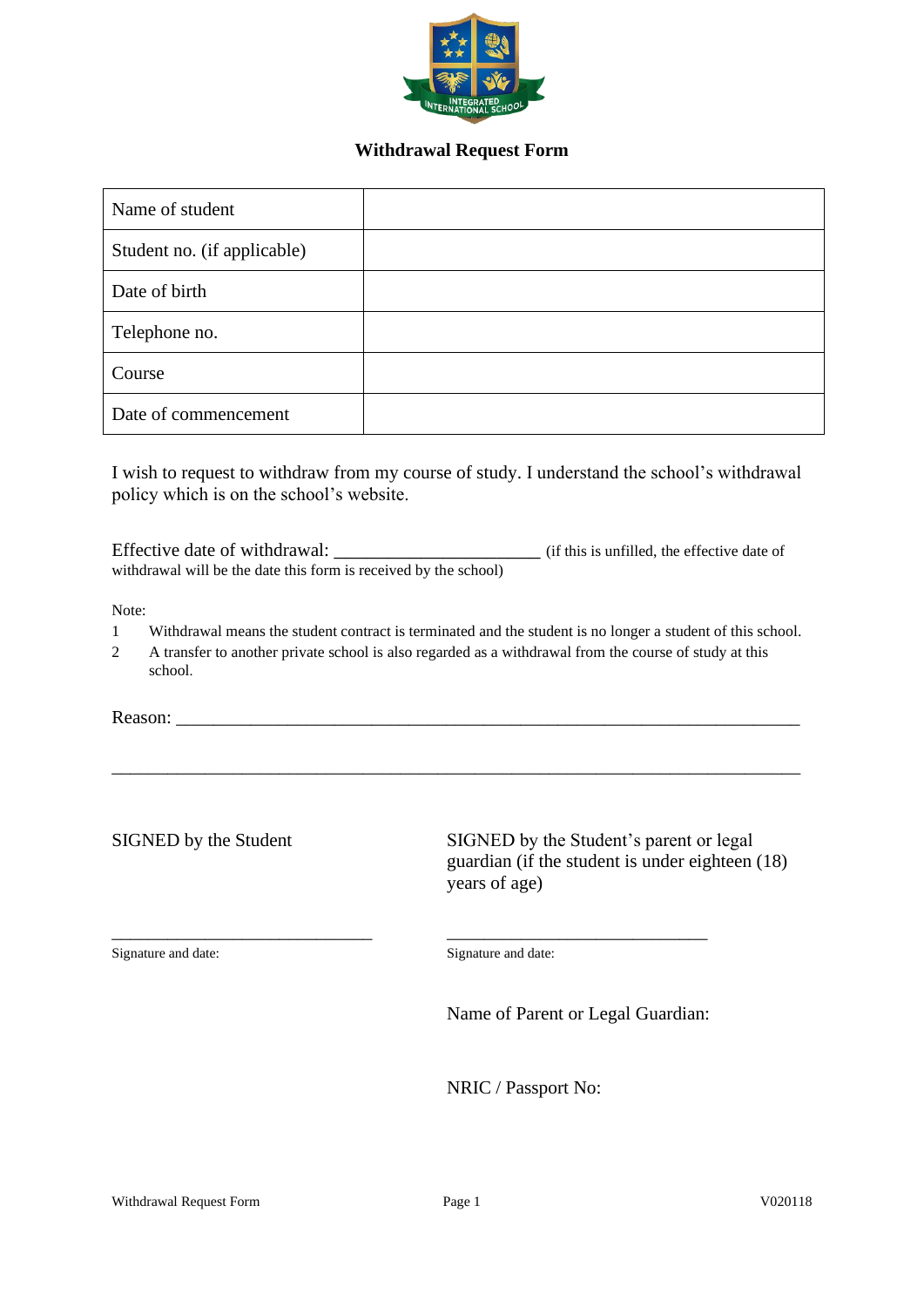## Withdrawal Request Form

| Name of student | |
| --- | --- |
| Student no. (if applicable) | |
| Date of birth | |
| Telephone no. | |
| Course | |
| Date of commencement | |

I wish to request to withdraw from my course of study. I understand the school's withdrawal policy which is on the school's website.

Effective date of withdrawal: ______________________ (if this is unfilled, the effective date of withdrawal will be the date this form is received by the school)

Note:

1. Withdrawal means the student contract is terminated and the student is no longer a student of this school.
2. A transfer to another private school is also regarded as a withdrawal from the course of study at this school.

Reason: ___________________________________________________________________

___________________________________________________________________________

SIGNED by the Student

_______________________________

Signature and date:

SIGNED by the Student's parent or legal guardian (if the student is under eighteen (18) years of age)

_______________________________

Signature and date:

Name of Parent or Legal Guardian:

NRIC / Passport No: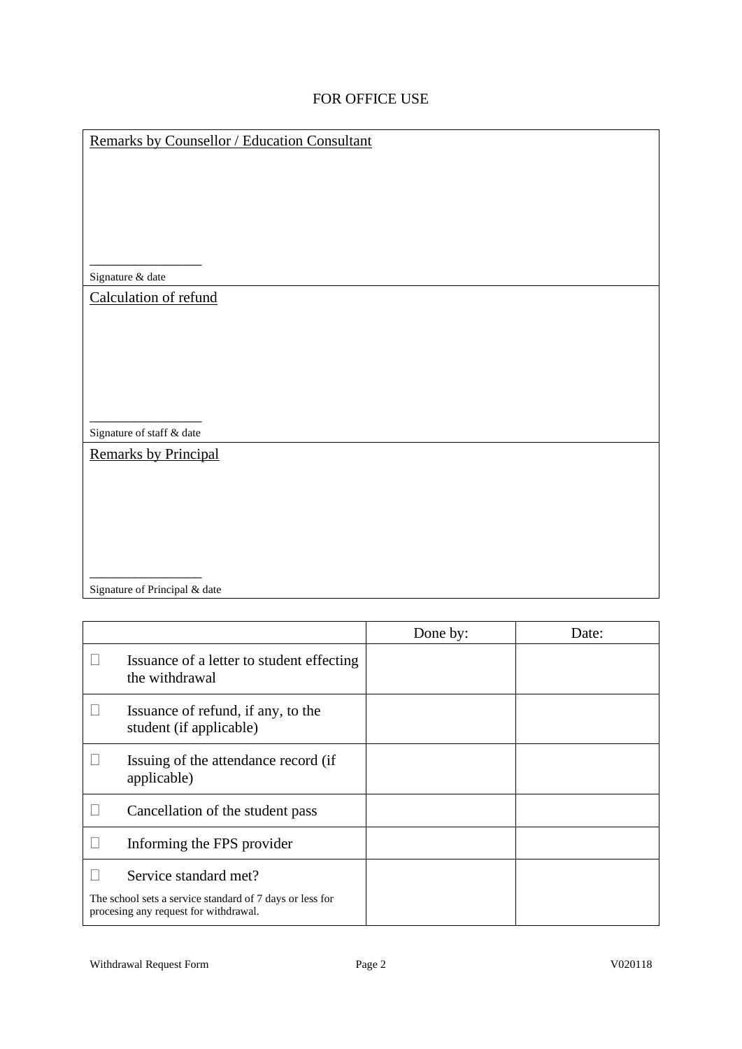FOR OFFICE USE

Remarks by Counsellor / Education Consultant

________________
Signature & date

Calculation of refund

________________
Signature of staff & date

Remarks by Principal

________________
Signature of Principal & date

| | Done by: | Date: |
|---|---|---|
| ☐ Issuance of a letter to student effecting the withdrawal | | |
| ☐ Issuance of refund, if any, to the student (if applicable) | | |
| ☐ Issuing of the attendance record (if applicable) | | |
| ☐ Cancellation of the student pass | | |
| ☐ Informing the FPS provider | | |
| ☐ Service standard met? The school sets a service standard of 7 days or less for procesing any request for withdrawal. | | |